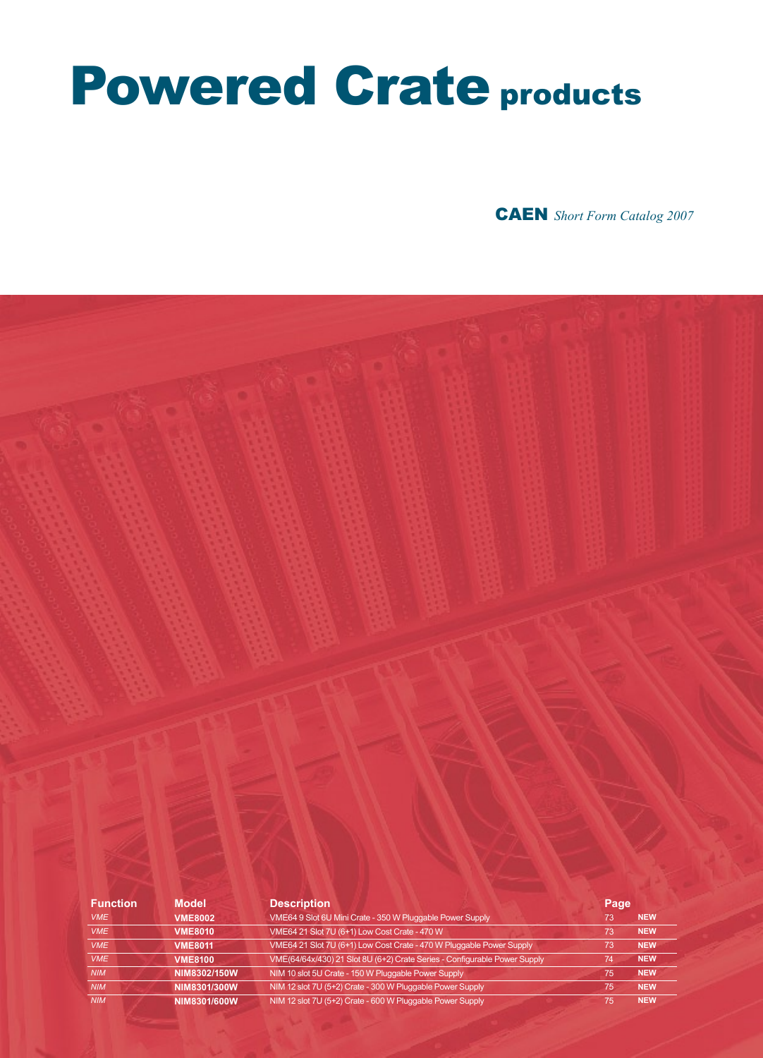# Powered Crate products

**CAEN** *Short Form Catalog 2007*

| Function | Model | Description | Page | |
|---|---|---|---|---|
| *VME* | **VME8002** | VME64 9 Slot 6U Mini Crate - 350 W Pluggable Power Supply | 73 | **NEW** |
| *VME* | **VME8010** | VME64 21 Slot 7U (6+1) Low Cost Crate - 470 W | 73 | **NEW** |
| *VME* | **VME8011** | VME64 21 Slot 7U (6+1) Low Cost Crate - 470 W Pluggable Power Supply | 73 | **NEW** |
| *VME* | **VME8100** | VME(64/64x/430) 21 Slot 8U (6+2) Crate Series - Configurable Power Supply | 74 | **NEW** |
| *NIM* | **NIM8302/150W** | NIM 10 slot 5U Crate - 150 W Pluggable Power Supply | 75 | **NEW** |
| *NIM* | **NIM8301/300W** | NIM 12 slot 7U (5+2) Crate - 300 W Pluggable Power Supply | 75 | **NEW** |
| *NIM* | **NIM8301/600W** | NIM 12 slot 7U (5+2) Crate - 600 W Pluggable Power Supply | 75 | **NEW** |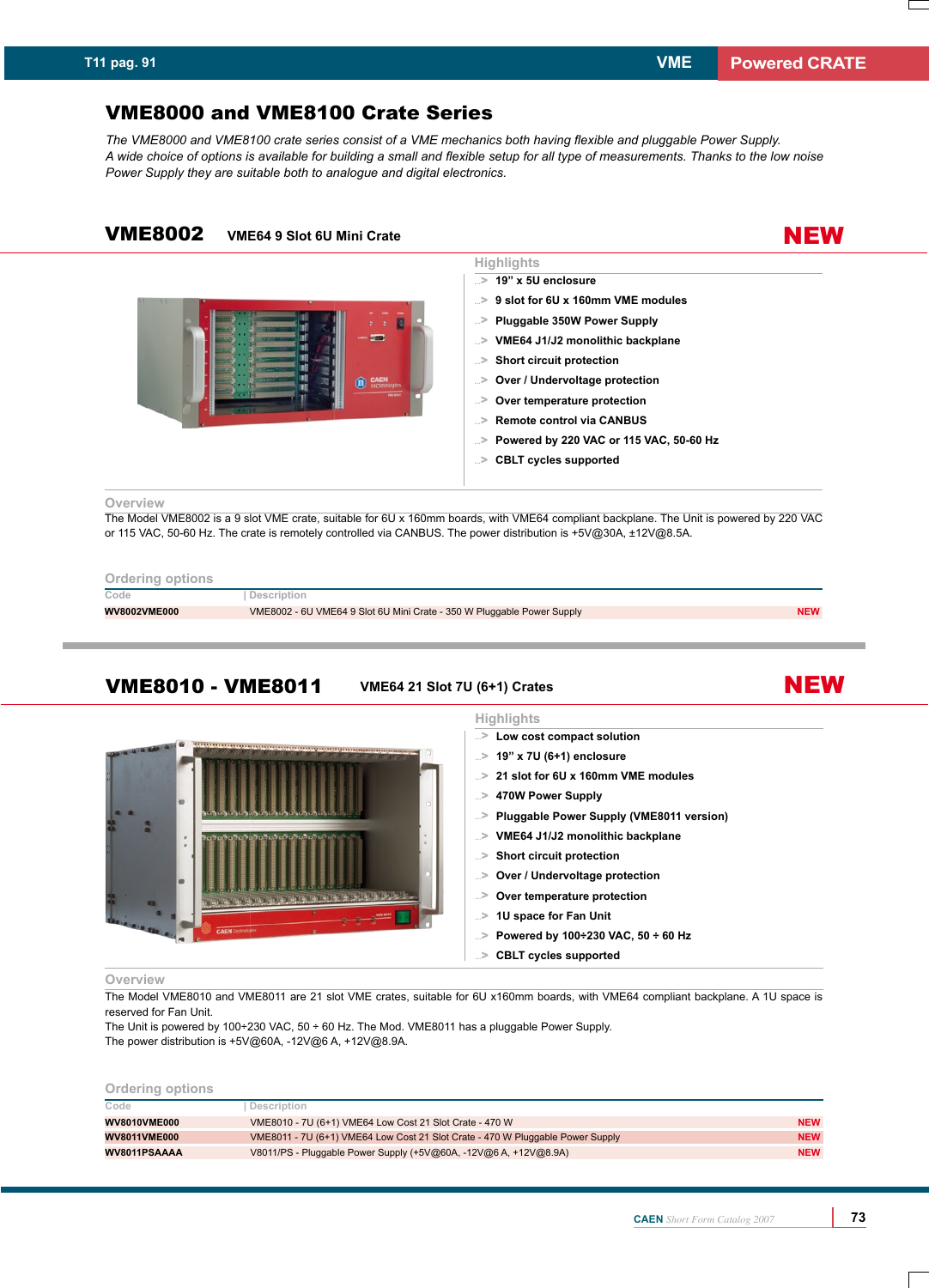# VME8000 and VME8100 Crate Series

*The VME8000 and VME8100 crate series consist of a VME mechanics both having flexible and pluggable Power Supply. A wide choice of options is available for building a small and flexible setup for all type of measurements. Thanks to the low noise Power Supply they are suitable both to analogue and digital electronics.*

## VME8002 — VME64 9 Slot 6U Mini Crate — NEW

### Highlights

- 19” x 5U enclosure
- 9 slot for 6U x 160mm VME modules
- Pluggable 350W Power Supply
- VME64 J1/J2 monolithic backplane
- Short circuit protection
- Over / Undervoltage protection
- Over temperature protection
- Remote control via CANBUS
- Powered by 220 VAC or 115 VAC, 50-60 Hz
- CBLT cycles supported

### Overview

The Model VME8002 is a 9 slot VME crate, suitable for 6U x 160mm boards, with VME64 compliant backplane. The Unit is powered by 220 VAC or 115 VAC, 50-60 Hz. The crate is remotely controlled via CANBUS. The power distribution is +5V@30A, ±12V@8.5A.

### Ordering options

| Code | Description | |
|---|---|---|
| WV8002VME000 | VME8002 - 6U VME64 9 Slot 6U Mini Crate - 350 W Pluggable Power Supply | NEW |

## VME8010 - VME8011 — VME64 21 Slot 7U (6+1) Crates — NEW

### Highlights

- Low cost compact solution
- 19” x 7U (6+1) enclosure
- 21 slot for 6U x 160mm VME modules
- 470W Power Supply
- Pluggable Power Supply (VME8011 version)
- VME64 J1/J2 monolithic backplane
- Short circuit protection
- Over / Undervoltage protection
- Over temperature protection
- 1U space for Fan Unit
- Powered by 100÷230 VAC, 50 ÷ 60 Hz
- CBLT cycles supported

### Overview

The Model VME8010 and VME8011 are 21 slot VME crates, suitable for 6U x160mm boards, with VME64 compliant backplane. A 1U space is reserved for Fan Unit.
The Unit is powered by 100÷230 VAC, 50 ÷ 60 Hz. The Mod. VME8011 has a pluggable Power Supply.
The power distribution is +5V@60A, -12V@6 A, +12V@8.9A.

### Ordering options

| Code | Description | |
|---|---|---|
| WV8010VME000 | VME8010 - 7U (6+1) VME64 Low Cost 21 Slot Crate - 470 W | NEW |
| WV8011VME000 | VME8011 - 7U (6+1) VME64 Low Cost 21 Slot Crate - 470 W Pluggable Power Supply | NEW |
| WV8011PSAAAA | V8011/PS - Pluggable Power Supply (+5V@60A, -12V@6 A, +12V@8.9A) | NEW |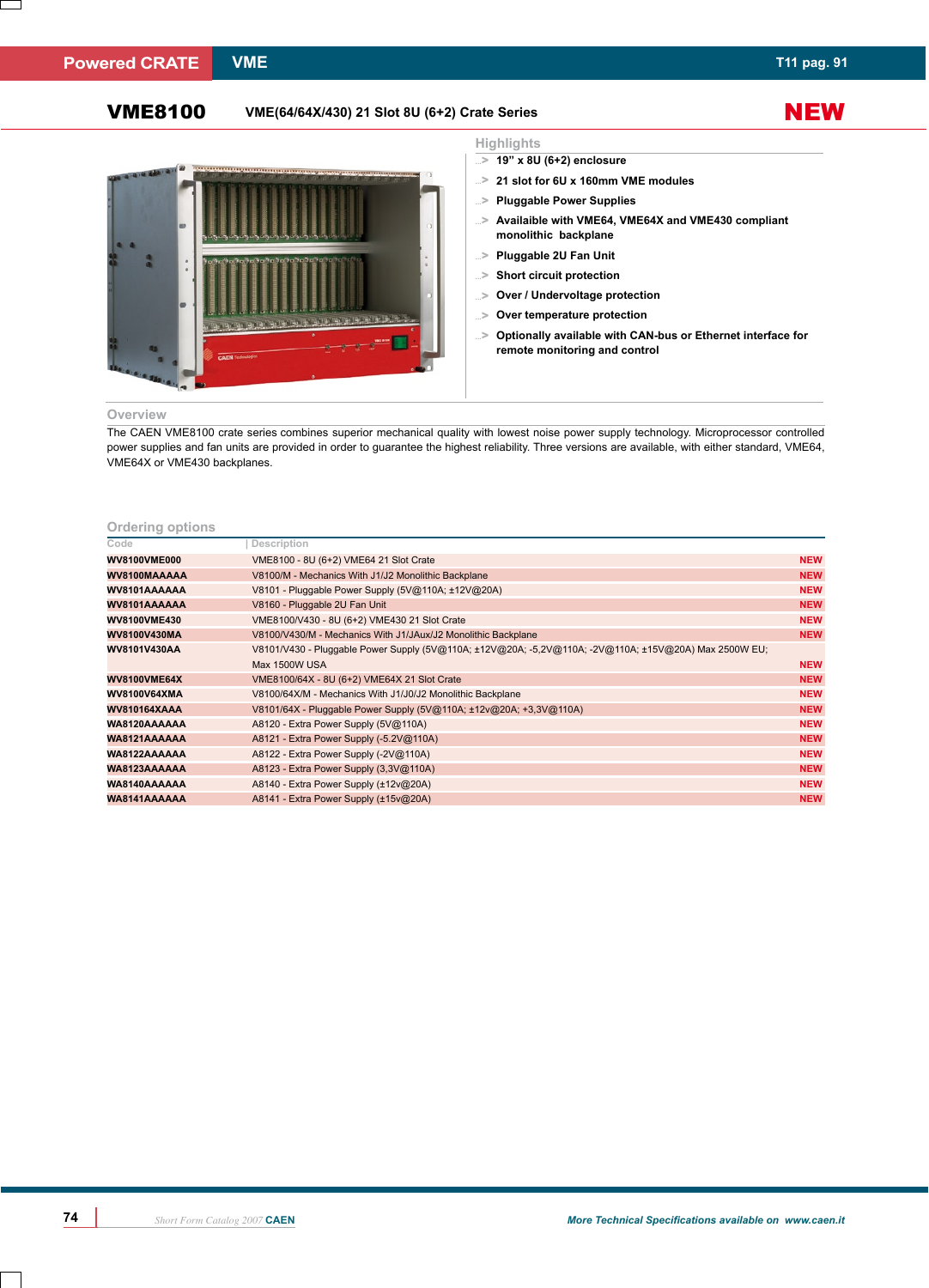# VME8100 VME(64/64X/430) 21 Slot 8U (6+2) Crate Series

**NEW**

## Highlights

- 19" x 8U (6+2) enclosure
- 21 slot for 6U x 160mm VME modules
- Pluggable Power Supplies
- Availaible with VME64, VME64X and VME430 compliant monolithic backplane
- Pluggable 2U Fan Unit
- Short circuit protection
- Over / Undervoltage protection
- Over temperature protection
- Optionally available with CAN-bus or Ethernet interface for remote monitoring and control

## Overview

The CAEN VME8100 crate series combines superior mechanical quality with lowest noise power supply technology. Microprocessor controlled power supplies and fan units are provided in order to guarantee the highest reliability. Three versions are available, with either standard, VME64, VME64X or VME430 backplanes.

## Ordering options

| Code | Description | |
|---|---|---|
| **WV8100VME000** | VME8100 - 8U (6+2) VME64 21 Slot Crate | NEW |
| **WV8100MAAAAA** | V8100/M - Mechanics With J1/J2 Monolithic Backplane | NEW |
| **WV8101AAAAAA** | V8101 - Pluggable Power Supply (5V@110A; ±12V@20A) | NEW |
| **WV8101AAAAAA** | V8160 - Pluggable 2U Fan Unit | NEW |
| **WV8100VME430** | VME8100/V430 - 8U (6+2) VME430 21 Slot Crate | NEW |
| **WV8100V430MA** | V8100/V430/M - Mechanics With J1/JAux/J2 Monolithic Backplane | NEW |
| **WV8101V430AA** | V8101/V430 - Pluggable Power Supply (5V@110A; ±12V@20A; -5,2V@110A; -2V@110A; ±15V@20A) Max 2500W EU; Max 1500W USA | NEW |
| **WV8100VME64X** | VME8100/64X - 8U (6+2) VME64X 21 Slot Crate | NEW |
| **WV8100V64XMA** | V8100/64X/M - Mechanics With J1/J0/J2 Monolithic Backplane | NEW |
| **WV810164XAAA** | V8101/64X - Pluggable Power Supply (5V@110A; ±12v@20A; +3,3V@110A) | NEW |
| **WA8120AAAAAA** | A8120 - Extra Power Supply (5V@110A) | NEW |
| **WA8121AAAAAA** | A8121 - Extra Power Supply (-5.2V@110A) | NEW |
| **WA8122AAAAAA** | A8122 - Extra Power Supply (-2V@110A) | NEW |
| **WA8123AAAAAA** | A8123 - Extra Power Supply (3,3V@110A) | NEW |
| **WA8140AAAAAA** | A8140 - Extra Power Supply (±12v@20A) | NEW |
| **WA8141AAAAAA** | A8141 - Extra Power Supply (±15v@20A) | NEW |

*More Technical Specifications available on www.caen.it*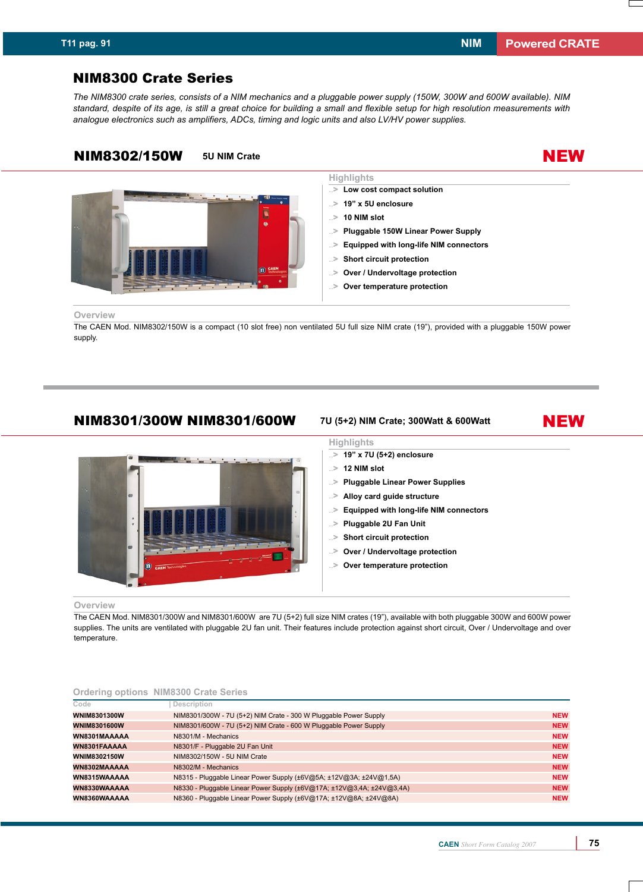# NIM8300 Crate Series

*The NIM8300 crate series, consists of a NIM mechanics and a pluggable power supply (150W, 300W and 600W available). NIM standard, despite of its age, is still a great choice for building a small and flexible setup for high resolution measurements with analogue electronics such as amplifiers, ADCs, timing and logic units and also LV/HV power supplies.*

## NIM8302/150W — 5U NIM Crate — NEW

### Highlights

- Low cost compact solution
- 19" x 5U enclosure
- 10 NIM slot
- Pluggable 150W Linear Power Supply
- Equipped with long-life NIM connectors
- Short circuit protection
- Over / Undervoltage protection
- Over temperature protection

### Overview

The CAEN Mod. NIM8302/150W is a compact (10 slot free) non ventilated 5U full size NIM crate (19"), provided with a pluggable 150W power supply.

## NIM8301/300W NIM8301/600W — 7U (5+2) NIM Crate; 300Watt & 600Watt — NEW

### Highlights

- 19" x 7U (5+2) enclosure
- 12 NIM slot
- Pluggable Linear Power Supplies
- Alloy card guide structure
- Equipped with long-life NIM connectors
- Pluggable 2U Fan Unit
- Short circuit protection
- Over / Undervoltage protection
- Over temperature protection

### Overview

The CAEN Mod. NIM8301/300W and NIM8301/600W are 7U (5+2) full size NIM crates (19"), available with both pluggable 300W and 600W power supplies. The units are ventilated with pluggable 2U fan unit. Their features include protection against short circuit, Over / Undervoltage and over temperature.

## Ordering options NIM8300 Crate Series

| Code | Description | |
|---|---|---|
| WNIM8301300W | NIM8301/300W - 7U (5+2) NIM Crate - 300 W Pluggable Power Supply | NEW |
| WNIM8301600W | NIM8301/600W - 7U (5+2) NIM Crate - 600 W Pluggable Power Supply | NEW |
| WN8301MAAAAA | N8301/M - Mechanics | NEW |
| WN8301FAAAAA | N8301/F - Pluggable 2U Fan Unit | NEW |
| WNIM8302150W | NIM8302/150W - 5U NIM Crate | NEW |
| WN8302MAAAAA | N8302/M - Mechanics | NEW |
| WN8315WAAAAA | N8315 - Pluggable Linear Power Supply (±6V@5A; ±12V@3A; ±24V@1,5A) | NEW |
| WN8330WAAAAA | N8330 - Pluggable Linear Power Supply (±6V@17A; ±12V@3,4A; ±24V@3,4A) | NEW |
| WN8360WAAAAA | N8360 - Pluggable Linear Power Supply (±6V@17A; ±12V@8A; ±24V@8A) | NEW |